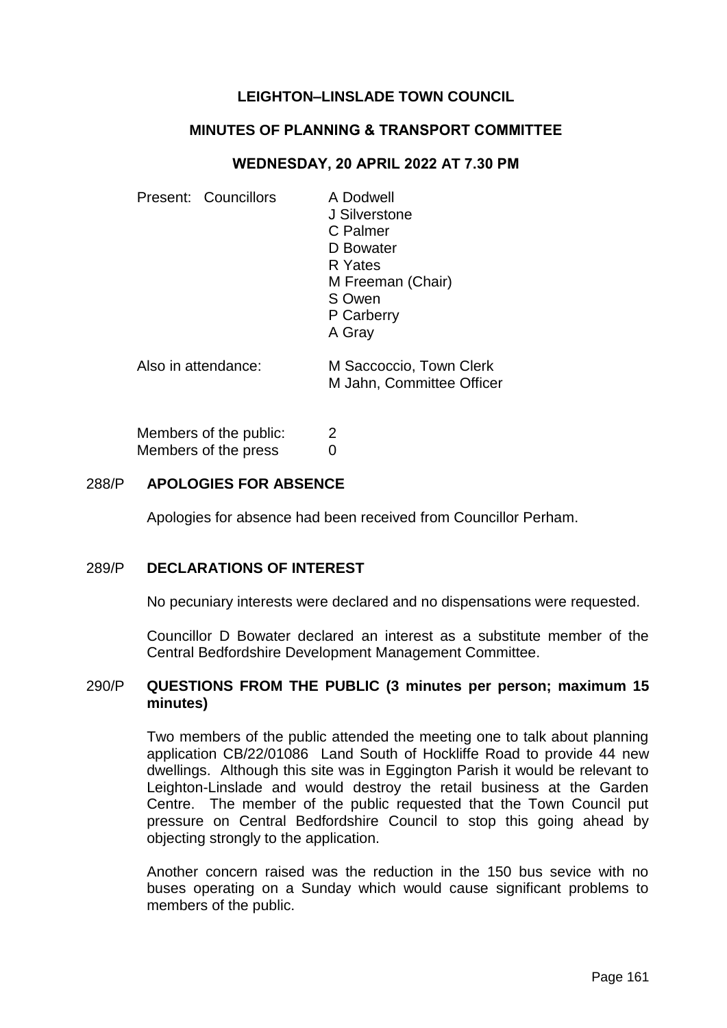# LEIGHTON–LINSLADE TOWN COUNCIL

## MINUTES OF PLANNING & TRANSPORT COMMITTEE

### WEDNESDAY, 20 APRIL 2022 AT 7.30 PM

Present: Councillors

A Dodwell
J Silverstone
C Palmer
D Bowater
R Yates
M Freeman (Chair)
S Owen
P Carberry
A Gray

Also in attendance:

M Saccoccio, Town Clerk
M Jahn, Committee Officer

Members of the public: 2
Members of the press 0

**288/P APOLOGIES FOR ABSENCE**

Apologies for absence had been received from Councillor Perham.

**289/P DECLARATIONS OF INTEREST**

No pecuniary interests were declared and no dispensations were requested.

Councillor D Bowater declared an interest as a substitute member of the Central Bedfordshire Development Management Committee.

**290/P QUESTIONS FROM THE PUBLIC (3 minutes per person; maximum 15 minutes)**

Two members of the public attended the meeting one to talk about planning application CB/22/01086 Land South of Hockliffe Road to provide 44 new dwellings. Although this site was in Eggington Parish it would be relevant to Leighton-Linslade and would destroy the retail business at the Garden Centre. The member of the public requested that the Town Council put pressure on Central Bedfordshire Council to stop this going ahead by objecting strongly to the application.

Another concern raised was the reduction in the 150 bus sevice with no buses operating on a Sunday which would cause significant problems to members of the public.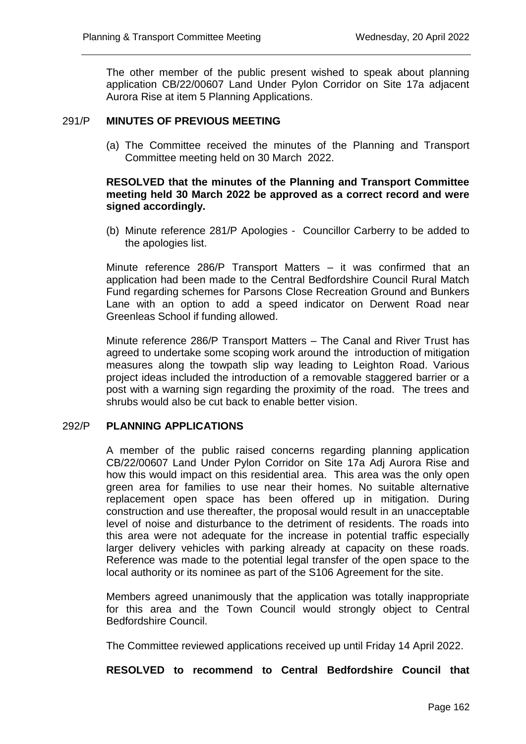The other member of the public present wished to speak about planning application CB/22/00607 Land Under Pylon Corridor on Site 17a adjacent Aurora Rise at item 5 Planning Applications.

## 291/P MINUTES OF PREVIOUS MEETING

(a) The Committee received the minutes of the Planning and Transport Committee meeting held on 30 March 2022.

**RESOLVED that the minutes of the Planning and Transport Committee meeting held 30 March 2022 be approved as a correct record and were signed accordingly.**

(b) Minute reference 281/P Apologies - Councillor Carberry to be added to the apologies list.

Minute reference 286/P Transport Matters – it was confirmed that an application had been made to the Central Bedfordshire Council Rural Match Fund regarding schemes for Parsons Close Recreation Ground and Bunkers Lane with an option to add a speed indicator on Derwent Road near Greenleas School if funding allowed.

Minute reference 286/P Transport Matters – The Canal and River Trust has agreed to undertake some scoping work around the introduction of mitigation measures along the towpath slip way leading to Leighton Road. Various project ideas included the introduction of a removable staggered barrier or a post with a warning sign regarding the proximity of the road. The trees and shrubs would also be cut back to enable better vision.

## 292/P PLANNING APPLICATIONS

A member of the public raised concerns regarding planning application CB/22/00607 Land Under Pylon Corridor on Site 17a Adj Aurora Rise and how this would impact on this residential area. This area was the only open green area for families to use near their homes. No suitable alternative replacement open space has been offered up in mitigation. During construction and use thereafter, the proposal would result in an unacceptable level of noise and disturbance to the detriment of residents. The roads into this area were not adequate for the increase in potential traffic especially larger delivery vehicles with parking already at capacity on these roads. Reference was made to the potential legal transfer of the open space to the local authority or its nominee as part of the S106 Agreement for the site.

Members agreed unanimously that the application was totally inappropriate for this area and the Town Council would strongly object to Central Bedfordshire Council.

The Committee reviewed applications received up until Friday 14 April 2022.

**RESOLVED to recommend to Central Bedfordshire Council that**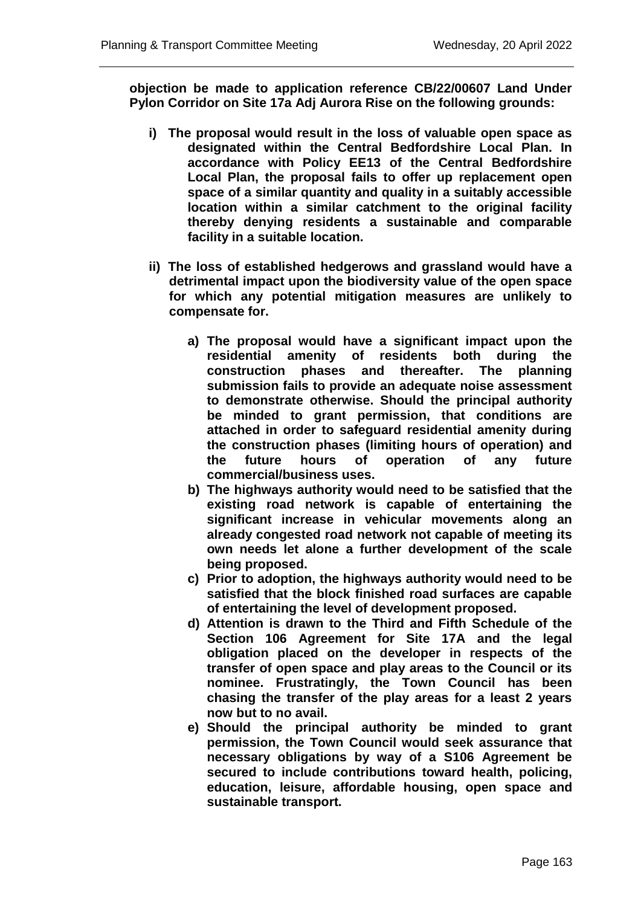**objection be made to application reference CB/22/00607 Land Under Pylon Corridor on Site 17a Adj Aurora Rise on the following grounds:**

- **i) The proposal would result in the loss of valuable open space as designated within the Central Bedfordshire Local Plan. In accordance with Policy EE13 of the Central Bedfordshire Local Plan, the proposal fails to offer up replacement open space of a similar quantity and quality in a suitably accessible location within a similar catchment to the original facility thereby denying residents a sustainable and comparable facility in a suitable location.**

- **ii) The loss of established hedgerows and grassland would have a detrimental impact upon the biodiversity value of the open space for which any potential mitigation measures are unlikely to compensate for.**

  - **a) The proposal would have a significant impact upon the residential amenity of residents both during the construction phases and thereafter. The planning submission fails to provide an adequate noise assessment to demonstrate otherwise. Should the principal authority be minded to grant permission, that conditions are attached in order to safeguard residential amenity during the construction phases (limiting hours of operation) and the future hours of operation of any future commercial/business uses.**
  - **b) The highways authority would need to be satisfied that the existing road network is capable of entertaining the significant increase in vehicular movements along an already congested road network not capable of meeting its own needs let alone a further development of the scale being proposed.**
  - **c) Prior to adoption, the highways authority would need to be satisfied that the block finished road surfaces are capable of entertaining the level of development proposed.**
  - **d) Attention is drawn to the Third and Fifth Schedule of the Section 106 Agreement for Site 17A and the legal obligation placed on the developer in respects of the transfer of open space and play areas to the Council or its nominee. Frustratingly, the Town Council has been chasing the transfer of the play areas for a least 2 years now but to no avail.**
  - **e) Should the principal authority be minded to grant permission, the Town Council would seek assurance that necessary obligations by way of a S106 Agreement be secured to include contributions toward health, policing, education, leisure, affordable housing, open space and sustainable transport.**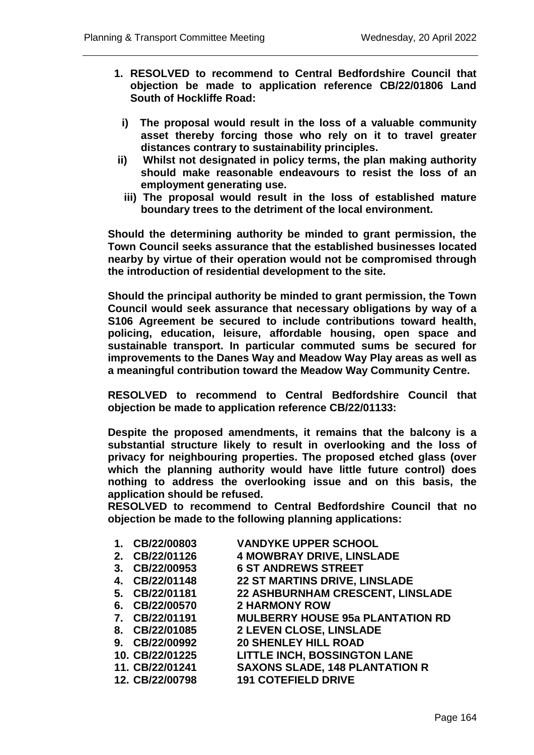1. **RESOLVED to recommend to Central Bedfordshire Council that objection be made to application reference CB/22/01806 Land South of Hockliffe Road:**

   i) **The proposal would result in the loss of a valuable community asset thereby forcing those who rely on it to travel greater distances contrary to sustainability principles.**

   ii) **Whilst not designated in policy terms, the plan making authority should make reasonable endeavours to resist the loss of an employment generating use.**

   iii) **The proposal would result in the loss of established mature boundary trees to the detriment of the local environment.**

**Should the determining authority be minded to grant permission, the Town Council seeks assurance that the established businesses located nearby by virtue of their operation would not be compromised through the introduction of residential development to the site.**

**Should the principal authority be minded to grant permission, the Town Council would seek assurance that necessary obligations by way of a S106 Agreement be secured to include contributions toward health, policing, education, leisure, affordable housing, open space and sustainable transport. In particular commuted sums be secured for improvements to the Danes Way and Meadow Way Play areas as well as a meaningful contribution toward the Meadow Way Community Centre.**

**RESOLVED to recommend to Central Bedfordshire Council that objection be made to application reference CB/22/01133:**

**Despite the proposed amendments, it remains that the balcony is a substantial structure likely to result in overlooking and the loss of privacy for neighbouring properties. The proposed etched glass (over which the planning authority would have little future control) does nothing to address the overlooking issue and on this basis, the application should be refused.**

**RESOLVED to recommend to Central Bedfordshire Council that no objection be made to the following planning applications:**

| | | |
|---|---|---|
| 1. | **CB/22/00803** | **VANDYKE UPPER SCHOOL** |
| 2. | **CB/22/01126** | **4 MOWBRAY DRIVE, LINSLADE** |
| 3. | **CB/22/00953** | **6 ST ANDREWS STREET** |
| 4. | **CB/22/01148** | **22 ST MARTINS DRIVE, LINSLADE** |
| 5. | **CB/22/01181** | **22 ASHBURNHAM CRESCENT, LINSLADE** |
| 6. | **CB/22/00570** | **2 HARMONY ROW** |
| 7. | **CB/22/01191** | **MULBERRY HOUSE 95a PLANTATION RD** |
| 8. | **CB/22/01085** | **2 LEVEN CLOSE, LINSLADE** |
| 9. | **CB/22/00992** | **20 SHENLEY HILL ROAD** |
| 10. | **CB/22/01225** | **LITTLE INCH, BOSSINGTON LANE** |
| 11. | **CB/22/01241** | **SAXONS SLADE, 148 PLANTATION R** |
| 12. | **CB/22/00798** | **191 COTEFIELD DRIVE** |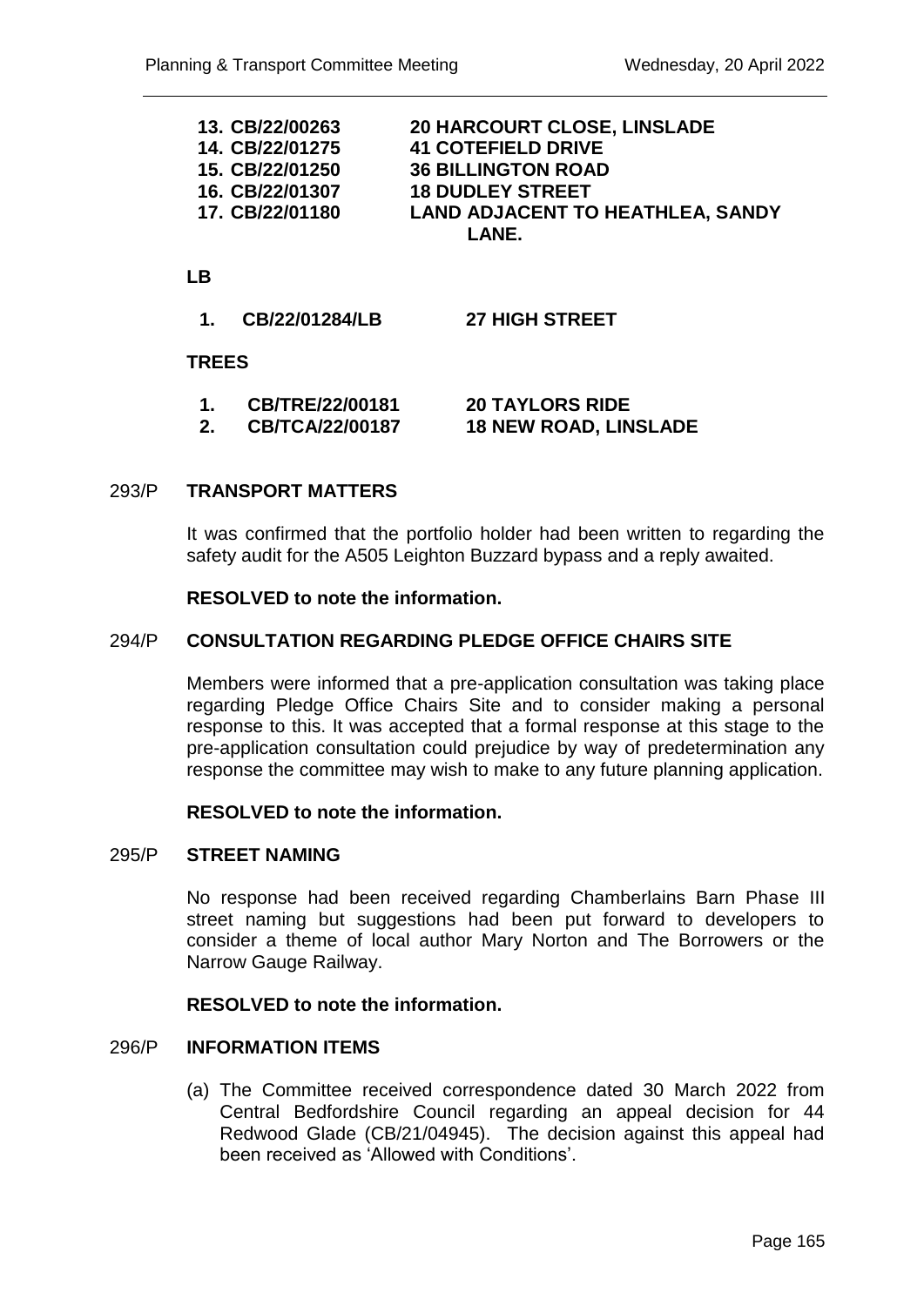13. **CB/22/00263 20 HARCOURT CLOSE, LINSLADE**
14. **CB/22/01275 41 COTEFIELD DRIVE**
15. **CB/22/01250 36 BILLINGTON ROAD**
16. **CB/22/01307 18 DUDLEY STREET**
17. **CB/22/01180 LAND ADJACENT TO HEATHLEA, SANDY LANE.**

**LB**

1. **CB/22/01284/LB 27 HIGH STREET**

**TREES**

1. **CB/TRE/22/00181 20 TAYLORS RIDE**
2. **CB/TCA/22/00187 18 NEW ROAD, LINSLADE**

**293/P TRANSPORT MATTERS**

It was confirmed that the portfolio holder had been written to regarding the safety audit for the A505 Leighton Buzzard bypass and a reply awaited.

**RESOLVED to note the information.**

**294/P CONSULTATION REGARDING PLEDGE OFFICE CHAIRS SITE**

Members were informed that a pre-application consultation was taking place regarding Pledge Office Chairs Site and to consider making a personal response to this. It was accepted that a formal response at this stage to the pre-application consultation could prejudice by way of predetermination any response the committee may wish to make to any future planning application.

**RESOLVED to note the information.**

**295/P STREET NAMING**

No response had been received regarding Chamberlains Barn Phase III street naming but suggestions had been put forward to developers to consider a theme of local author Mary Norton and The Borrowers or the Narrow Gauge Railway.

**RESOLVED to note the information.**

**296/P INFORMATION ITEMS**

(a) The Committee received correspondence dated 30 March 2022 from Central Bedfordshire Council regarding an appeal decision for 44 Redwood Glade (CB/21/04945). The decision against this appeal had been received as 'Allowed with Conditions'.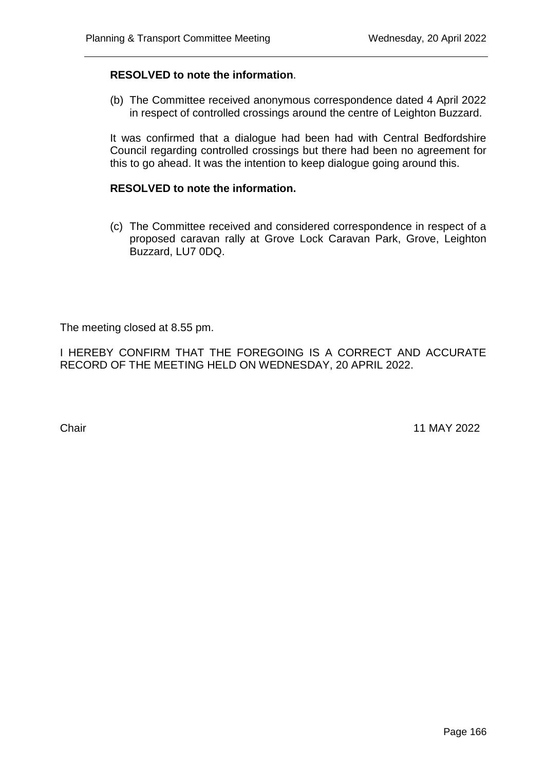**RESOLVED to note the information**.

(b) The Committee received anonymous correspondence dated 4 April 2022 in respect of controlled crossings around the centre of Leighton Buzzard.

It was confirmed that a dialogue had been had with Central Bedfordshire Council regarding controlled crossings but there had been no agreement for this to go ahead. It was the intention to keep dialogue going around this.

**RESOLVED to note the information.**

(c) The Committee received and considered correspondence in respect of a proposed caravan rally at Grove Lock Caravan Park, Grove, Leighton Buzzard, LU7 0DQ.

The meeting closed at 8.55 pm.

I HEREBY CONFIRM THAT THE FOREGOING IS A CORRECT AND ACCURATE RECORD OF THE MEETING HELD ON WEDNESDAY, 20 APRIL 2022.

Chair 11 MAY 2022